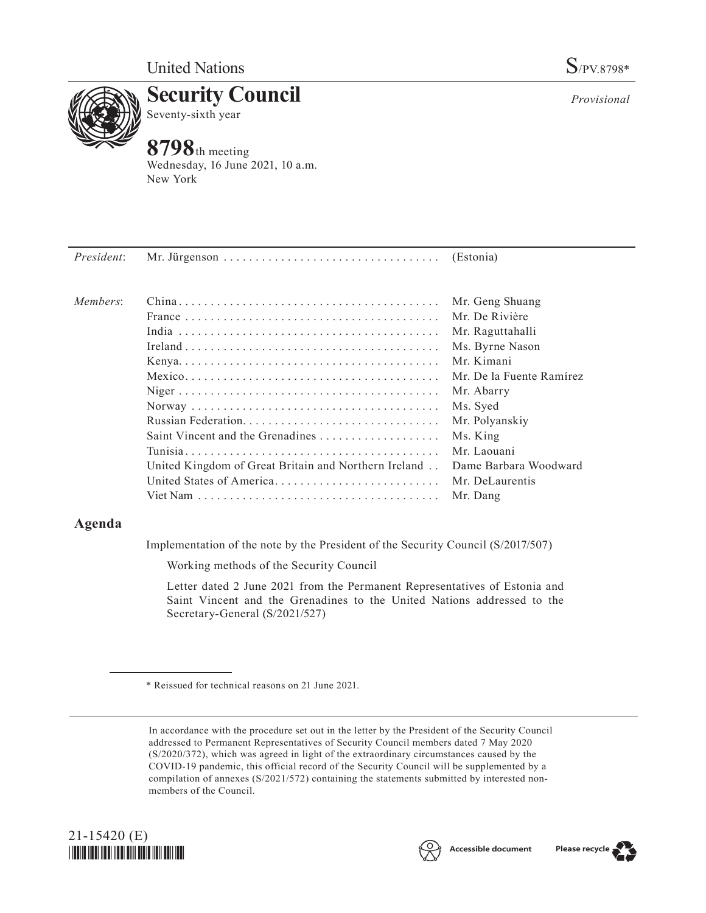United Nations S/PV.8798*

# Security Council

Seventy-sixth year

*Provisional*

## 8798th meeting

Wednesday, 16 June 2021, 10 a.m.
New York

| | | |
|---|---|---|
| *President*: | Mr. Jürgenson | (Estonia) |
| | | |
| *Members*: | China | Mr. Geng Shuang |
| | France | Mr. De Rivière |
| | India | Mr. Raguttahalli |
| | Ireland | Ms. Byrne Nason |
| | Kenya | Mr. Kimani |
| | Mexico | Mr. De la Fuente Ramírez |
| | Niger | Mr. Abarry |
| | Norway | Ms. Syed |
| | Russian Federation | Mr. Polyanskiy |
| | Saint Vincent and the Grenadines | Ms. King |
| | Tunisia | Mr. Laouani |
| | United Kingdom of Great Britain and Northern Ireland | Dame Barbara Woodward |
| | United States of America | Mr. DeLaurentis |
| | Viet Nam | Mr. Dang |

## Agenda

Implementation of the note by the President of the Security Council (S/2017/507)

Working methods of the Security Council

Letter dated 2 June 2021 from the Permanent Representatives of Estonia and Saint Vincent and the Grenadines to the United Nations addressed to the Secretary-General (S/2021/527)

\* Reissued for technical reasons on 21 June 2021.

In accordance with the procedure set out in the letter by the President of the Security Council addressed to Permanent Representatives of Security Council members dated 7 May 2020 (S/2020/372), which was agreed in light of the extraordinary circumstances caused by the COVID-19 pandemic, this official record of the Security Council will be supplemented by a compilation of annexes (S/2021/572) containing the statements submitted by interested non-members of the Council.

21-15420 (E)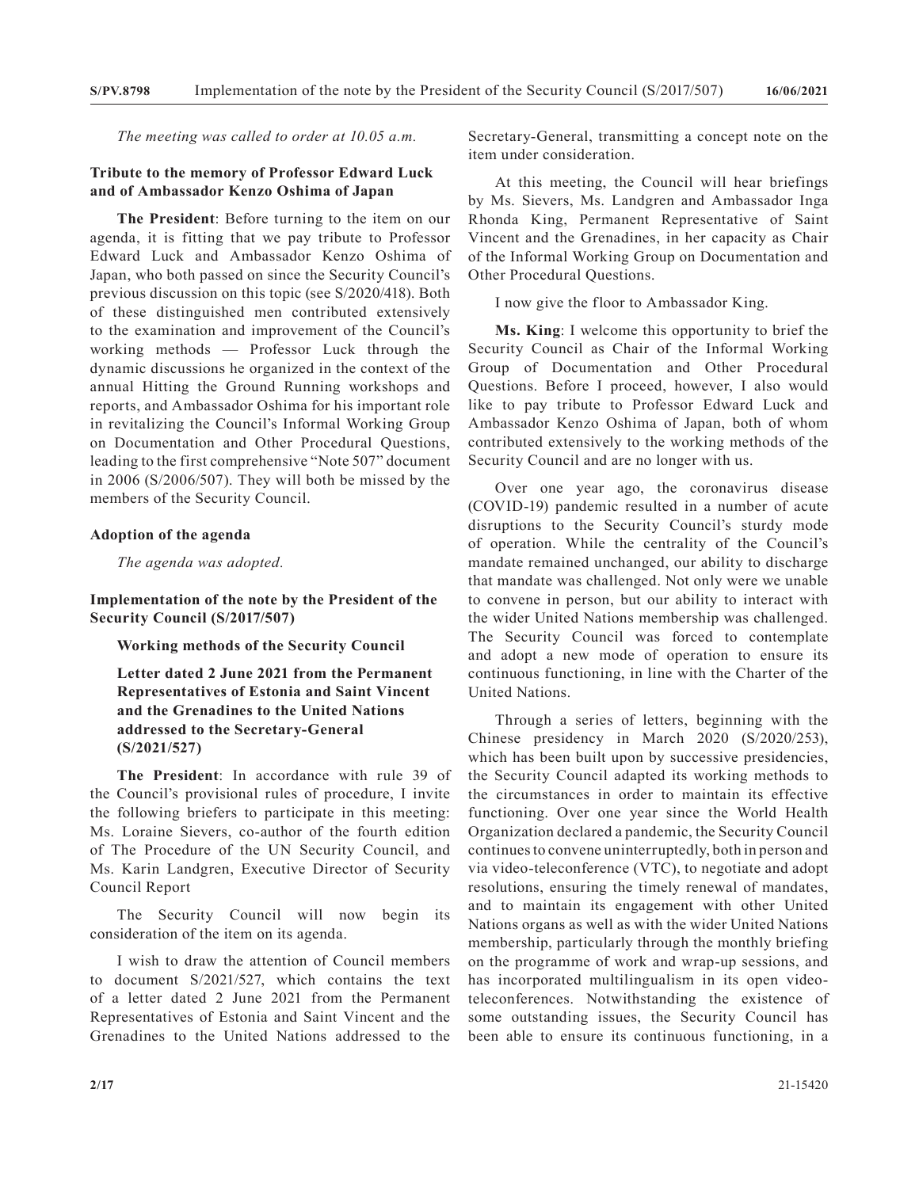*The meeting was called to order at 10.05 a.m.*

**Tribute to the memory of Professor Edward Luck and of Ambassador Kenzo Oshima of Japan**

**The President**: Before turning to the item on our agenda, it is fitting that we pay tribute to Professor Edward Luck and Ambassador Kenzo Oshima of Japan, who both passed on since the Security Council's previous discussion on this topic (see S/2020/418). Both of these distinguished men contributed extensively to the examination and improvement of the Council's working methods — Professor Luck through the dynamic discussions he organized in the context of the annual Hitting the Ground Running workshops and reports, and Ambassador Oshima for his important role in revitalizing the Council's Informal Working Group on Documentation and Other Procedural Questions, leading to the first comprehensive "Note 507" document in 2006 (S/2006/507). They will both be missed by the members of the Security Council.

**Adoption of the agenda**

*The agenda was adopted.*

**Implementation of the note by the President of the Security Council (S/2017/507)**

**Working methods of the Security Council**

**Letter dated 2 June 2021 from the Permanent Representatives of Estonia and Saint Vincent and the Grenadines to the United Nations addressed to the Secretary-General (S/2021/527)**

**The President**: In accordance with rule 39 of the Council's provisional rules of procedure, I invite the following briefers to participate in this meeting: Ms. Loraine Sievers, co-author of the fourth edition of The Procedure of the UN Security Council, and Ms. Karin Landgren, Executive Director of Security Council Report

The Security Council will now begin its consideration of the item on its agenda.

I wish to draw the attention of Council members to document S/2021/527, which contains the text of a letter dated 2 June 2021 from the Permanent Representatives of Estonia and Saint Vincent and the Grenadines to the United Nations addressed to the Secretary-General, transmitting a concept note on the item under consideration.

At this meeting, the Council will hear briefings by Ms. Sievers, Ms. Landgren and Ambassador Inga Rhonda King, Permanent Representative of Saint Vincent and the Grenadines, in her capacity as Chair of the Informal Working Group on Documentation and Other Procedural Questions.

I now give the floor to Ambassador King.

**Ms. King**: I welcome this opportunity to brief the Security Council as Chair of the Informal Working Group of Documentation and Other Procedural Questions. Before I proceed, however, I also would like to pay tribute to Professor Edward Luck and Ambassador Kenzo Oshima of Japan, both of whom contributed extensively to the working methods of the Security Council and are no longer with us.

Over one year ago, the coronavirus disease (COVID-19) pandemic resulted in a number of acute disruptions to the Security Council's sturdy mode of operation. While the centrality of the Council's mandate remained unchanged, our ability to discharge that mandate was challenged. Not only were we unable to convene in person, but our ability to interact with the wider United Nations membership was challenged. The Security Council was forced to contemplate and adopt a new mode of operation to ensure its continuous functioning, in line with the Charter of the United Nations.

Through a series of letters, beginning with the Chinese presidency in March 2020 (S/2020/253), which has been built upon by successive presidencies, the Security Council adapted its working methods to the circumstances in order to maintain its effective functioning. Over one year since the World Health Organization declared a pandemic, the Security Council continues to convene uninterruptedly, both in person and via video-teleconference (VTC), to negotiate and adopt resolutions, ensuring the timely renewal of mandates, and to maintain its engagement with other United Nations organs as well as with the wider United Nations membership, particularly through the monthly briefing on the programme of work and wrap-up sessions, and has incorporated multilingualism in its open video-teleconferences. Notwithstanding the existence of some outstanding issues, the Security Council has been able to ensure its continuous functioning, in a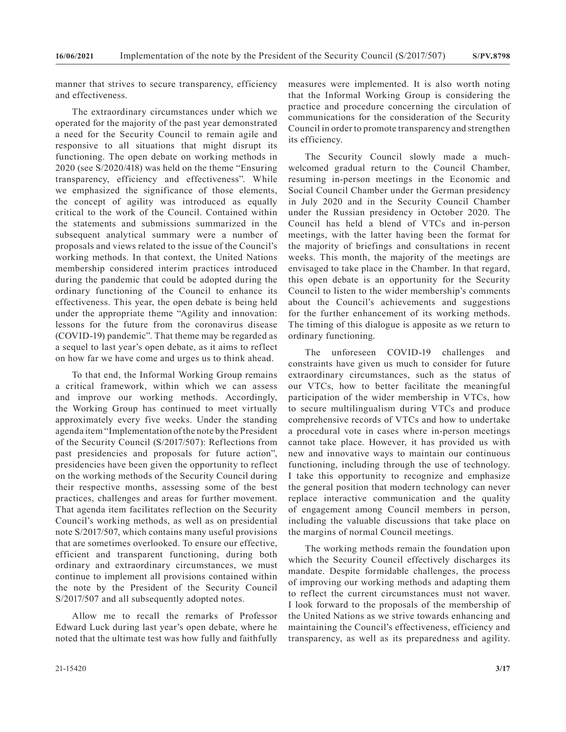manner that strives to secure transparency, efficiency and effectiveness.

The extraordinary circumstances under which we operated for the majority of the past year demonstrated a need for the Security Council to remain agile and responsive to all situations that might disrupt its functioning. The open debate on working methods in 2020 (see S/2020/418) was held on the theme "Ensuring transparency, efficiency and effectiveness". While we emphasized the significance of those elements, the concept of agility was introduced as equally critical to the work of the Council. Contained within the statements and submissions summarized in the subsequent analytical summary were a number of proposals and views related to the issue of the Council's working methods. In that context, the United Nations membership considered interim practices introduced during the pandemic that could be adopted during the ordinary functioning of the Council to enhance its effectiveness. This year, the open debate is being held under the appropriate theme "Agility and innovation: lessons for the future from the coronavirus disease (COVID-19) pandemic". That theme may be regarded as a sequel to last year's open debate, as it aims to reflect on how far we have come and urges us to think ahead.

To that end, the Informal Working Group remains a critical framework, within which we can assess and improve our working methods. Accordingly, the Working Group has continued to meet virtually approximately every five weeks. Under the standing agenda item "Implementation of the note by the President of the Security Council (S/2017/507): Reflections from past presidencies and proposals for future action", presidencies have been given the opportunity to reflect on the working methods of the Security Council during their respective months, assessing some of the best practices, challenges and areas for further movement. That agenda item facilitates reflection on the Security Council's working methods, as well as on presidential note S/2017/507, which contains many useful provisions that are sometimes overlooked. To ensure our effective, efficient and transparent functioning, during both ordinary and extraordinary circumstances, we must continue to implement all provisions contained within the note by the President of the Security Council S/2017/507 and all subsequently adopted notes.

Allow me to recall the remarks of Professor Edward Luck during last year's open debate, where he noted that the ultimate test was how fully and faithfully measures were implemented. It is also worth noting that the Informal Working Group is considering the practice and procedure concerning the circulation of communications for the consideration of the Security Council in order to promote transparency and strengthen its efficiency.

The Security Council slowly made a much-welcomed gradual return to the Council Chamber, resuming in-person meetings in the Economic and Social Council Chamber under the German presidency in July 2020 and in the Security Council Chamber under the Russian presidency in October 2020. The Council has held a blend of VTCs and in-person meetings, with the latter having been the format for the majority of briefings and consultations in recent weeks. This month, the majority of the meetings are envisaged to take place in the Chamber. In that regard, this open debate is an opportunity for the Security Council to listen to the wider membership's comments about the Council's achievements and suggestions for the further enhancement of its working methods. The timing of this dialogue is apposite as we return to ordinary functioning.

The unforeseen COVID-19 challenges and constraints have given us much to consider for future extraordinary circumstances, such as the status of our VTCs, how to better facilitate the meaningful participation of the wider membership in VTCs, how to secure multilingualism during VTCs and produce comprehensive records of VTCs and how to undertake a procedural vote in cases where in-person meetings cannot take place. However, it has provided us with new and innovative ways to maintain our continuous functioning, including through the use of technology. I take this opportunity to recognize and emphasize the general position that modern technology can never replace interactive communication and the quality of engagement among Council members in person, including the valuable discussions that take place on the margins of normal Council meetings.

The working methods remain the foundation upon which the Security Council effectively discharges its mandate. Despite formidable challenges, the process of improving our working methods and adapting them to reflect the current circumstances must not waver. I look forward to the proposals of the membership of the United Nations as we strive towards enhancing and maintaining the Council's effectiveness, efficiency and transparency, as well as its preparedness and agility.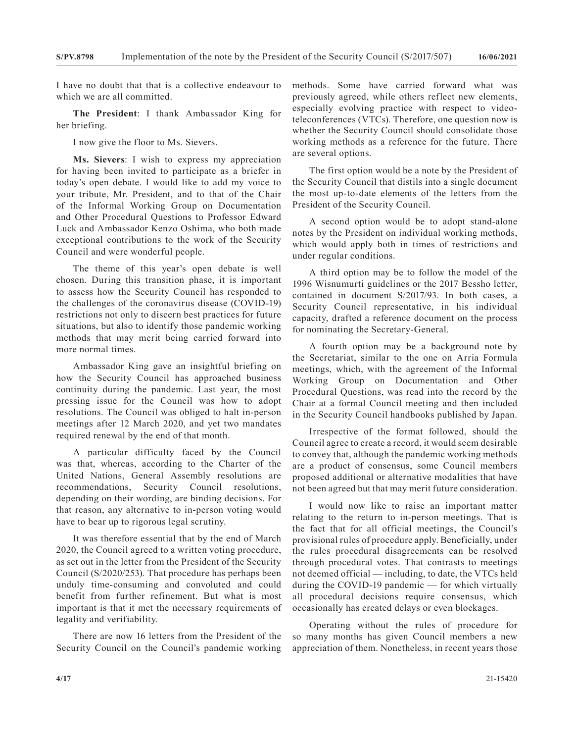I have no doubt that that is a collective endeavour to which we are all committed.

**The President**: I thank Ambassador King for her briefing.

I now give the floor to Ms. Sievers.

**Ms. Sievers**: I wish to express my appreciation for having been invited to participate as a briefer in today's open debate. I would like to add my voice to your tribute, Mr. President, and to that of the Chair of the Informal Working Group on Documentation and Other Procedural Questions to Professor Edward Luck and Ambassador Kenzo Oshima, who both made exceptional contributions to the work of the Security Council and were wonderful people.

The theme of this year's open debate is well chosen. During this transition phase, it is important to assess how the Security Council has responded to the challenges of the coronavirus disease (COVID-19) restrictions not only to discern best practices for future situations, but also to identify those pandemic working methods that may merit being carried forward into more normal times.

Ambassador King gave an insightful briefing on how the Security Council has approached business continuity during the pandemic. Last year, the most pressing issue for the Council was how to adopt resolutions. The Council was obliged to halt in-person meetings after 12 March 2020, and yet two mandates required renewal by the end of that month.

A particular difficulty faced by the Council was that, whereas, according to the Charter of the United Nations, General Assembly resolutions are recommendations, Security Council resolutions, depending on their wording, are binding decisions. For that reason, any alternative to in-person voting would have to bear up to rigorous legal scrutiny.

It was therefore essential that by the end of March 2020, the Council agreed to a written voting procedure, as set out in the letter from the President of the Security Council (S/2020/253). That procedure has perhaps been unduly time-consuming and convoluted and could benefit from further refinement. But what is most important is that it met the necessary requirements of legality and verifiability.

There are now 16 letters from the President of the Security Council on the Council's pandemic working methods. Some have carried forward what was previously agreed, while others reflect new elements, especially evolving practice with respect to video-teleconferences (VTCs). Therefore, one question now is whether the Security Council should consolidate those working methods as a reference for the future. There are several options.

The first option would be a note by the President of the Security Council that distils into a single document the most up-to-date elements of the letters from the President of the Security Council.

A second option would be to adopt stand-alone notes by the President on individual working methods, which would apply both in times of restrictions and under regular conditions.

A third option may be to follow the model of the 1996 Wisnumurti guidelines or the 2017 Bessho letter, contained in document S/2017/93. In both cases, a Security Council representative, in his individual capacity, drafted a reference document on the process for nominating the Secretary-General.

A fourth option may be a background note by the Secretariat, similar to the one on Arria Formula meetings, which, with the agreement of the Informal Working Group on Documentation and Other Procedural Questions, was read into the record by the Chair at a formal Council meeting and then included in the Security Council handbooks published by Japan.

Irrespective of the format followed, should the Council agree to create a record, it would seem desirable to convey that, although the pandemic working methods are a product of consensus, some Council members proposed additional or alternative modalities that have not been agreed but that may merit future consideration.

I would now like to raise an important matter relating to the return to in-person meetings. That is the fact that for all official meetings, the Council's provisional rules of procedure apply. Beneficially, under the rules procedural disagreements can be resolved through procedural votes. That contrasts to meetings not deemed official — including, to date, the VTCs held during the COVID-19 pandemic — for which virtually all procedural decisions require consensus, which occasionally has created delays or even blockages.

Operating without the rules of procedure for so many months has given Council members a new appreciation of them. Nonetheless, in recent years those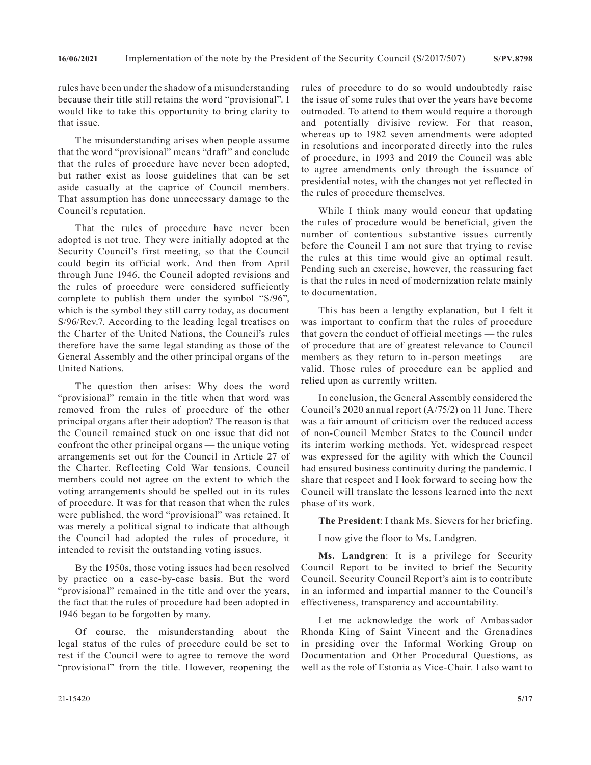rules have been under the shadow of a misunderstanding because their title still retains the word "provisional". I would like to take this opportunity to bring clarity to that issue.

The misunderstanding arises when people assume that the word "provisional" means "draft" and conclude that the rules of procedure have never been adopted, but rather exist as loose guidelines that can be set aside casually at the caprice of Council members. That assumption has done unnecessary damage to the Council's reputation.

That the rules of procedure have never been adopted is not true. They were initially adopted at the Security Council's first meeting, so that the Council could begin its official work. And then from April through June 1946, the Council adopted revisions and the rules of procedure were considered sufficiently complete to publish them under the symbol "S/96", which is the symbol they still carry today, as document S/96/Rev.7. According to the leading legal treatises on the Charter of the United Nations, the Council's rules therefore have the same legal standing as those of the General Assembly and the other principal organs of the United Nations.

The question then arises: Why does the word "provisional" remain in the title when that word was removed from the rules of procedure of the other principal organs after their adoption? The reason is that the Council remained stuck on one issue that did not confront the other principal organs — the unique voting arrangements set out for the Council in Article 27 of the Charter. Reflecting Cold War tensions, Council members could not agree on the extent to which the voting arrangements should be spelled out in its rules of procedure. It was for that reason that when the rules were published, the word "provisional" was retained. It was merely a political signal to indicate that although the Council had adopted the rules of procedure, it intended to revisit the outstanding voting issues.

By the 1950s, those voting issues had been resolved by practice on a case-by-case basis. But the word "provisional" remained in the title and over the years, the fact that the rules of procedure had been adopted in 1946 began to be forgotten by many.

Of course, the misunderstanding about the legal status of the rules of procedure could be set to rest if the Council were to agree to remove the word "provisional" from the title. However, reopening the rules of procedure to do so would undoubtedly raise the issue of some rules that over the years have become outmoded. To attend to them would require a thorough and potentially divisive review. For that reason, whereas up to 1982 seven amendments were adopted in resolutions and incorporated directly into the rules of procedure, in 1993 and 2019 the Council was able to agree amendments only through the issuance of presidential notes, with the changes not yet reflected in the rules of procedure themselves.

While I think many would concur that updating the rules of procedure would be beneficial, given the number of contentious substantive issues currently before the Council I am not sure that trying to revise the rules at this time would give an optimal result. Pending such an exercise, however, the reassuring fact is that the rules in need of modernization relate mainly to documentation.

This has been a lengthy explanation, but I felt it was important to confirm that the rules of procedure that govern the conduct of official meetings — the rules of procedure that are of greatest relevance to Council members as they return to in-person meetings — are valid. Those rules of procedure can be applied and relied upon as currently written.

In conclusion, the General Assembly considered the Council's 2020 annual report (A/75/2) on 11 June. There was a fair amount of criticism over the reduced access of non-Council Member States to the Council under its interim working methods. Yet, widespread respect was expressed for the agility with which the Council had ensured business continuity during the pandemic. I share that respect and I look forward to seeing how the Council will translate the lessons learned into the next phase of its work.

**The President**: I thank Ms. Sievers for her briefing.

I now give the floor to Ms. Landgren.

**Ms. Landgren**: It is a privilege for Security Council Report to be invited to brief the Security Council. Security Council Report's aim is to contribute in an informed and impartial manner to the Council's effectiveness, transparency and accountability.

Let me acknowledge the work of Ambassador Rhonda King of Saint Vincent and the Grenadines in presiding over the Informal Working Group on Documentation and Other Procedural Questions, as well as the role of Estonia as Vice-Chair. I also want to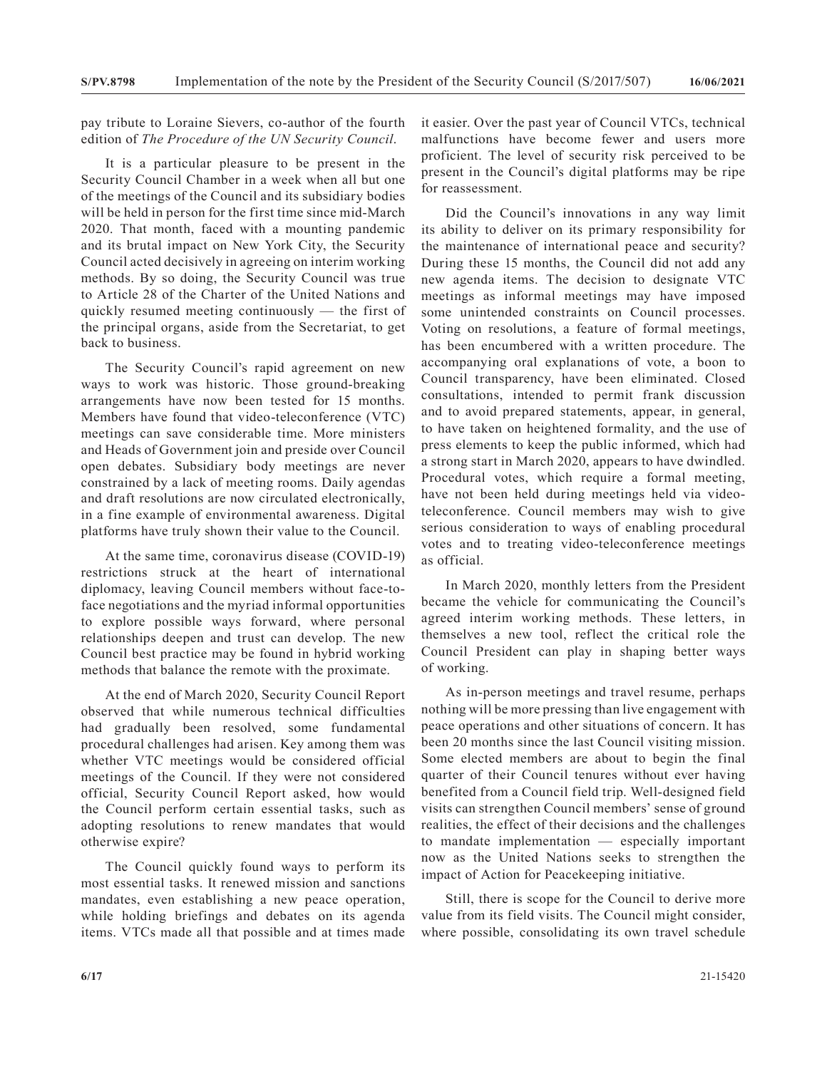pay tribute to Loraine Sievers, co-author of the fourth edition of *The Procedure of the UN Security Council*.

It is a particular pleasure to be present in the Security Council Chamber in a week when all but one of the meetings of the Council and its subsidiary bodies will be held in person for the first time since mid-March 2020. That month, faced with a mounting pandemic and its brutal impact on New York City, the Security Council acted decisively in agreeing on interim working methods. By so doing, the Security Council was true to Article 28 of the Charter of the United Nations and quickly resumed meeting continuously — the first of the principal organs, aside from the Secretariat, to get back to business.

The Security Council's rapid agreement on new ways to work was historic. Those ground-breaking arrangements have now been tested for 15 months. Members have found that video-teleconference (VTC) meetings can save considerable time. More ministers and Heads of Government join and preside over Council open debates. Subsidiary body meetings are never constrained by a lack of meeting rooms. Daily agendas and draft resolutions are now circulated electronically, in a fine example of environmental awareness. Digital platforms have truly shown their value to the Council.

At the same time, coronavirus disease (COVID-19) restrictions struck at the heart of international diplomacy, leaving Council members without face-to-face negotiations and the myriad informal opportunities to explore possible ways forward, where personal relationships deepen and trust can develop. The new Council best practice may be found in hybrid working methods that balance the remote with the proximate.

At the end of March 2020, Security Council Report observed that while numerous technical difficulties had gradually been resolved, some fundamental procedural challenges had arisen. Key among them was whether VTC meetings would be considered official meetings of the Council. If they were not considered official, Security Council Report asked, how would the Council perform certain essential tasks, such as adopting resolutions to renew mandates that would otherwise expire?

The Council quickly found ways to perform its most essential tasks. It renewed mission and sanctions mandates, even establishing a new peace operation, while holding briefings and debates on its agenda items. VTCs made all that possible and at times made it easier. Over the past year of Council VTCs, technical malfunctions have become fewer and users more proficient. The level of security risk perceived to be present in the Council's digital platforms may be ripe for reassessment.

Did the Council's innovations in any way limit its ability to deliver on its primary responsibility for the maintenance of international peace and security? During these 15 months, the Council did not add any new agenda items. The decision to designate VTC meetings as informal meetings may have imposed some unintended constraints on Council processes. Voting on resolutions, a feature of formal meetings, has been encumbered with a written procedure. The accompanying oral explanations of vote, a boon to Council transparency, have been eliminated. Closed consultations, intended to permit frank discussion and to avoid prepared statements, appear, in general, to have taken on heightened formality, and the use of press elements to keep the public informed, which had a strong start in March 2020, appears to have dwindled. Procedural votes, which require a formal meeting, have not been held during meetings held via video-teleconference. Council members may wish to give serious consideration to ways of enabling procedural votes and to treating video-teleconference meetings as official.

In March 2020, monthly letters from the President became the vehicle for communicating the Council's agreed interim working methods. These letters, in themselves a new tool, reflect the critical role the Council President can play in shaping better ways of working.

As in-person meetings and travel resume, perhaps nothing will be more pressing than live engagement with peace operations and other situations of concern. It has been 20 months since the last Council visiting mission. Some elected members are about to begin the final quarter of their Council tenures without ever having benefited from a Council field trip. Well-designed field visits can strengthen Council members' sense of ground realities, the effect of their decisions and the challenges to mandate implementation — especially important now as the United Nations seeks to strengthen the impact of Action for Peacekeeping initiative.

Still, there is scope for the Council to derive more value from its field visits. The Council might consider, where possible, consolidating its own travel schedule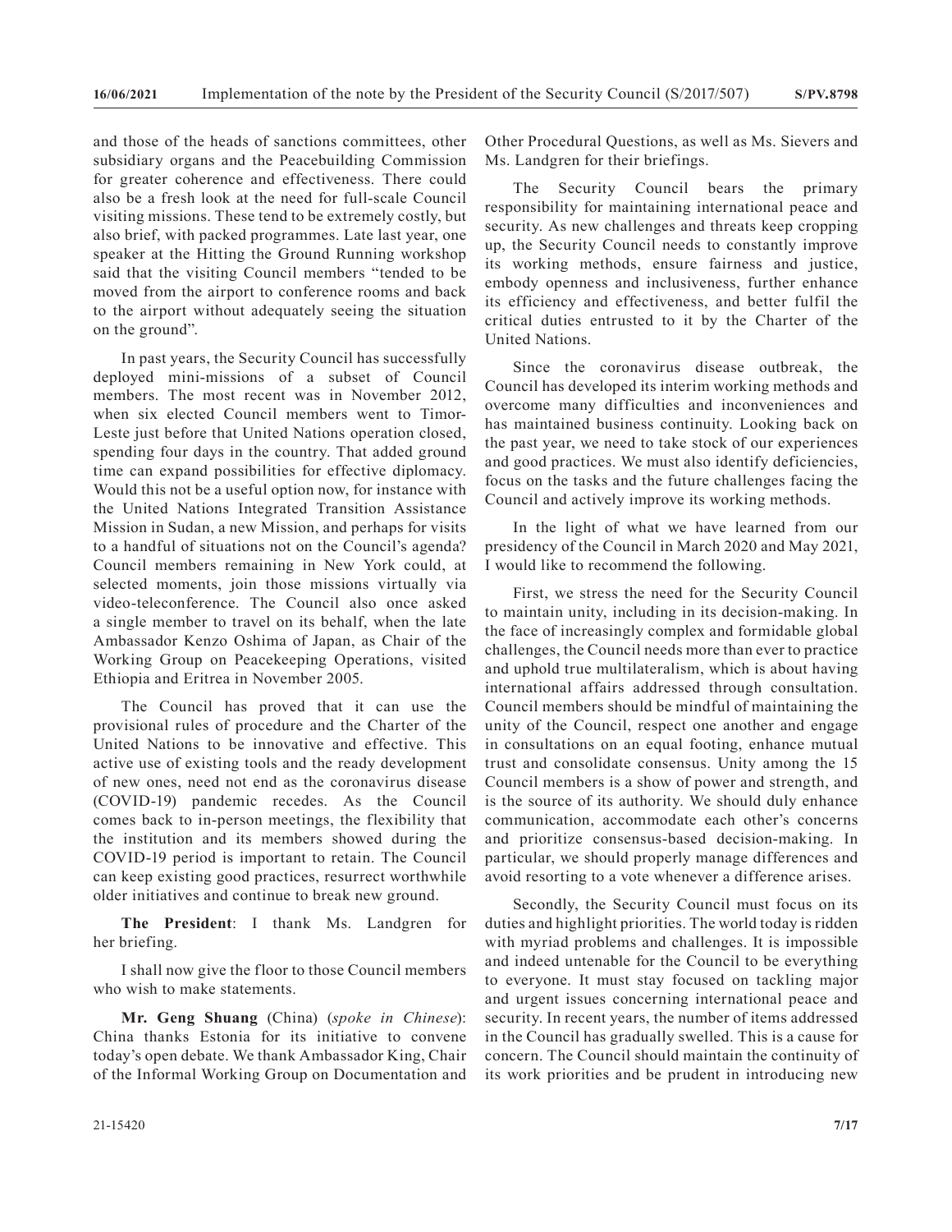and those of the heads of sanctions committees, other subsidiary organs and the Peacebuilding Commission for greater coherence and effectiveness. There could also be a fresh look at the need for full-scale Council visiting missions. These tend to be extremely costly, but also brief, with packed programmes. Late last year, one speaker at the Hitting the Ground Running workshop said that the visiting Council members "tended to be moved from the airport to conference rooms and back to the airport without adequately seeing the situation on the ground".

In past years, the Security Council has successfully deployed mini-missions of a subset of Council members. The most recent was in November 2012, when six elected Council members went to Timor-Leste just before that United Nations operation closed, spending four days in the country. That added ground time can expand possibilities for effective diplomacy. Would this not be a useful option now, for instance with the United Nations Integrated Transition Assistance Mission in Sudan, a new Mission, and perhaps for visits to a handful of situations not on the Council's agenda? Council members remaining in New York could, at selected moments, join those missions virtually via video-teleconference. The Council also once asked a single member to travel on its behalf, when the late Ambassador Kenzo Oshima of Japan, as Chair of the Working Group on Peacekeeping Operations, visited Ethiopia and Eritrea in November 2005.

The Council has proved that it can use the provisional rules of procedure and the Charter of the United Nations to be innovative and effective. This active use of existing tools and the ready development of new ones, need not end as the coronavirus disease (COVID-19) pandemic recedes. As the Council comes back to in-person meetings, the flexibility that the institution and its members showed during the COVID-19 period is important to retain. The Council can keep existing good practices, resurrect worthwhile older initiatives and continue to break new ground.

**The President**: I thank Ms. Landgren for her briefing.

I shall now give the floor to those Council members who wish to make statements.

**Mr. Geng Shuang** (China) (*spoke in Chinese*): China thanks Estonia for its initiative to convene today's open debate. We thank Ambassador King, Chair of the Informal Working Group on Documentation and Other Procedural Questions, as well as Ms. Sievers and Ms. Landgren for their briefings.

The Security Council bears the primary responsibility for maintaining international peace and security. As new challenges and threats keep cropping up, the Security Council needs to constantly improve its working methods, ensure fairness and justice, embody openness and inclusiveness, further enhance its efficiency and effectiveness, and better fulfil the critical duties entrusted to it by the Charter of the United Nations.

Since the coronavirus disease outbreak, the Council has developed its interim working methods and overcome many difficulties and inconveniences and has maintained business continuity. Looking back on the past year, we need to take stock of our experiences and good practices. We must also identify deficiencies, focus on the tasks and the future challenges facing the Council and actively improve its working methods.

In the light of what we have learned from our presidency of the Council in March 2020 and May 2021, I would like to recommend the following.

First, we stress the need for the Security Council to maintain unity, including in its decision-making. In the face of increasingly complex and formidable global challenges, the Council needs more than ever to practice and uphold true multilateralism, which is about having international affairs addressed through consultation. Council members should be mindful of maintaining the unity of the Council, respect one another and engage in consultations on an equal footing, enhance mutual trust and consolidate consensus. Unity among the 15 Council members is a show of power and strength, and is the source of its authority. We should duly enhance communication, accommodate each other's concerns and prioritize consensus-based decision-making. In particular, we should properly manage differences and avoid resorting to a vote whenever a difference arises.

Secondly, the Security Council must focus on its duties and highlight priorities. The world today is ridden with myriad problems and challenges. It is impossible and indeed untenable for the Council to be everything to everyone. It must stay focused on tackling major and urgent issues concerning international peace and security. In recent years, the number of items addressed in the Council has gradually swelled. This is a cause for concern. The Council should maintain the continuity of its work priorities and be prudent in introducing new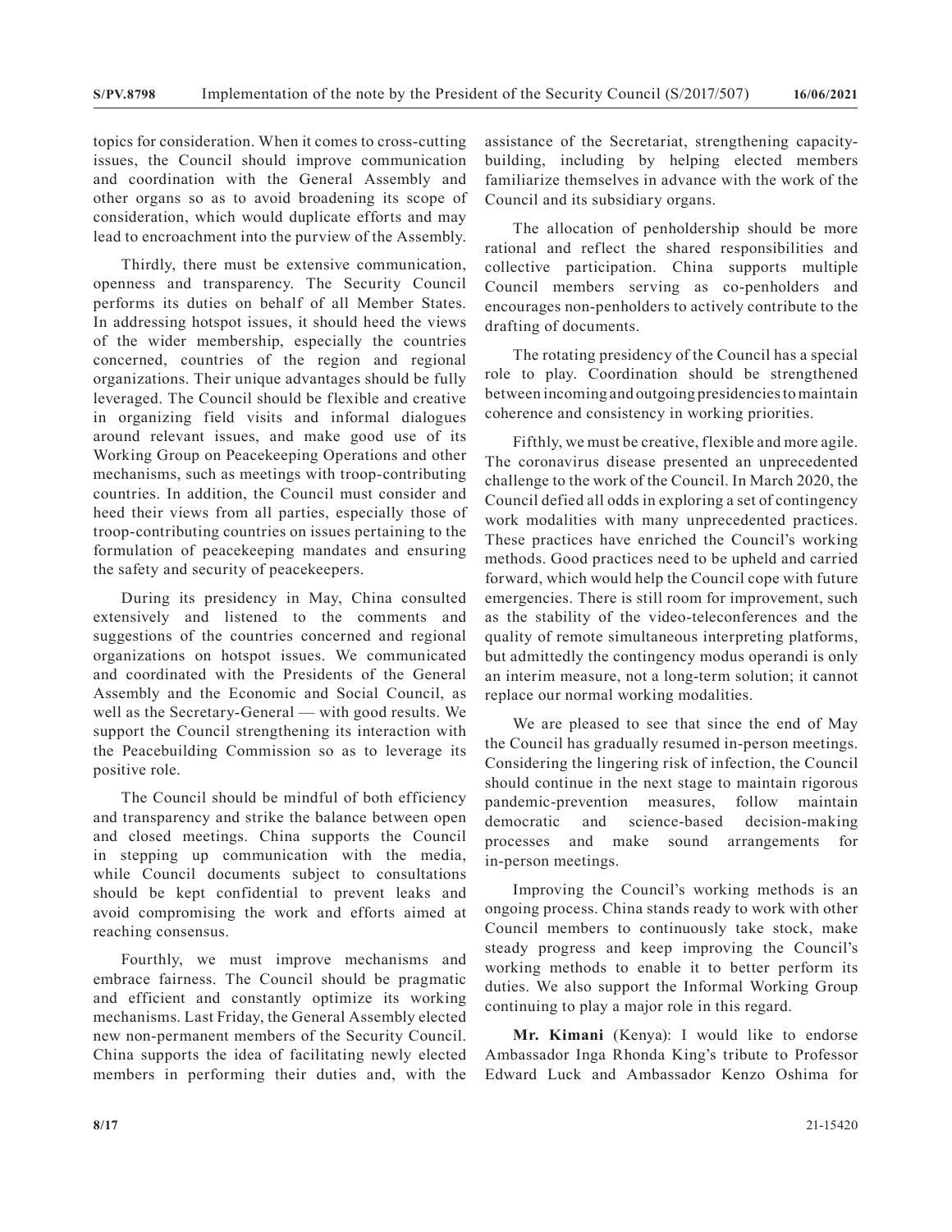topics for consideration. When it comes to cross-cutting issues, the Council should improve communication and coordination with the General Assembly and other organs so as to avoid broadening its scope of consideration, which would duplicate efforts and may lead to encroachment into the purview of the Assembly.

Thirdly, there must be extensive communication, openness and transparency. The Security Council performs its duties on behalf of all Member States. In addressing hotspot issues, it should heed the views of the wider membership, especially the countries concerned, countries of the region and regional organizations. Their unique advantages should be fully leveraged. The Council should be flexible and creative in organizing field visits and informal dialogues around relevant issues, and make good use of its Working Group on Peacekeeping Operations and other mechanisms, such as meetings with troop-contributing countries. In addition, the Council must consider and heed their views from all parties, especially those of troop-contributing countries on issues pertaining to the formulation of peacekeeping mandates and ensuring the safety and security of peacekeepers.

During its presidency in May, China consulted extensively and listened to the comments and suggestions of the countries concerned and regional organizations on hotspot issues. We communicated and coordinated with the Presidents of the General Assembly and the Economic and Social Council, as well as the Secretary-General — with good results. We support the Council strengthening its interaction with the Peacebuilding Commission so as to leverage its positive role.

The Council should be mindful of both efficiency and transparency and strike the balance between open and closed meetings. China supports the Council in stepping up communication with the media, while Council documents subject to consultations should be kept confidential to prevent leaks and avoid compromising the work and efforts aimed at reaching consensus.

Fourthly, we must improve mechanisms and embrace fairness. The Council should be pragmatic and efficient and constantly optimize its working mechanisms. Last Friday, the General Assembly elected new non-permanent members of the Security Council. China supports the idea of facilitating newly elected members in performing their duties and, with the assistance of the Secretariat, strengthening capacity-building, including by helping elected members familiarize themselves in advance with the work of the Council and its subsidiary organs.

The allocation of penholdership should be more rational and reflect the shared responsibilities and collective participation. China supports multiple Council members serving as co-penholders and encourages non-penholders to actively contribute to the drafting of documents.

The rotating presidency of the Council has a special role to play. Coordination should be strengthened between incoming and outgoing presidencies to maintain coherence and consistency in working priorities.

Fifthly, we must be creative, flexible and more agile. The coronavirus disease presented an unprecedented challenge to the work of the Council. In March 2020, the Council defied all odds in exploring a set of contingency work modalities with many unprecedented practices. These practices have enriched the Council's working methods. Good practices need to be upheld and carried forward, which would help the Council cope with future emergencies. There is still room for improvement, such as the stability of the video-teleconferences and the quality of remote simultaneous interpreting platforms, but admittedly the contingency modus operandi is only an interim measure, not a long-term solution; it cannot replace our normal working modalities.

We are pleased to see that since the end of May the Council has gradually resumed in-person meetings. Considering the lingering risk of infection, the Council should continue in the next stage to maintain rigorous pandemic-prevention measures, follow maintain democratic and science-based decision-making processes and make sound arrangements for in-person meetings.

Improving the Council's working methods is an ongoing process. China stands ready to work with other Council members to continuously take stock, make steady progress and keep improving the Council's working methods to enable it to better perform its duties. We also support the Informal Working Group continuing to play a major role in this regard.

**Mr. Kimani** (Kenya): I would like to endorse Ambassador Inga Rhonda King's tribute to Professor Edward Luck and Ambassador Kenzo Oshima for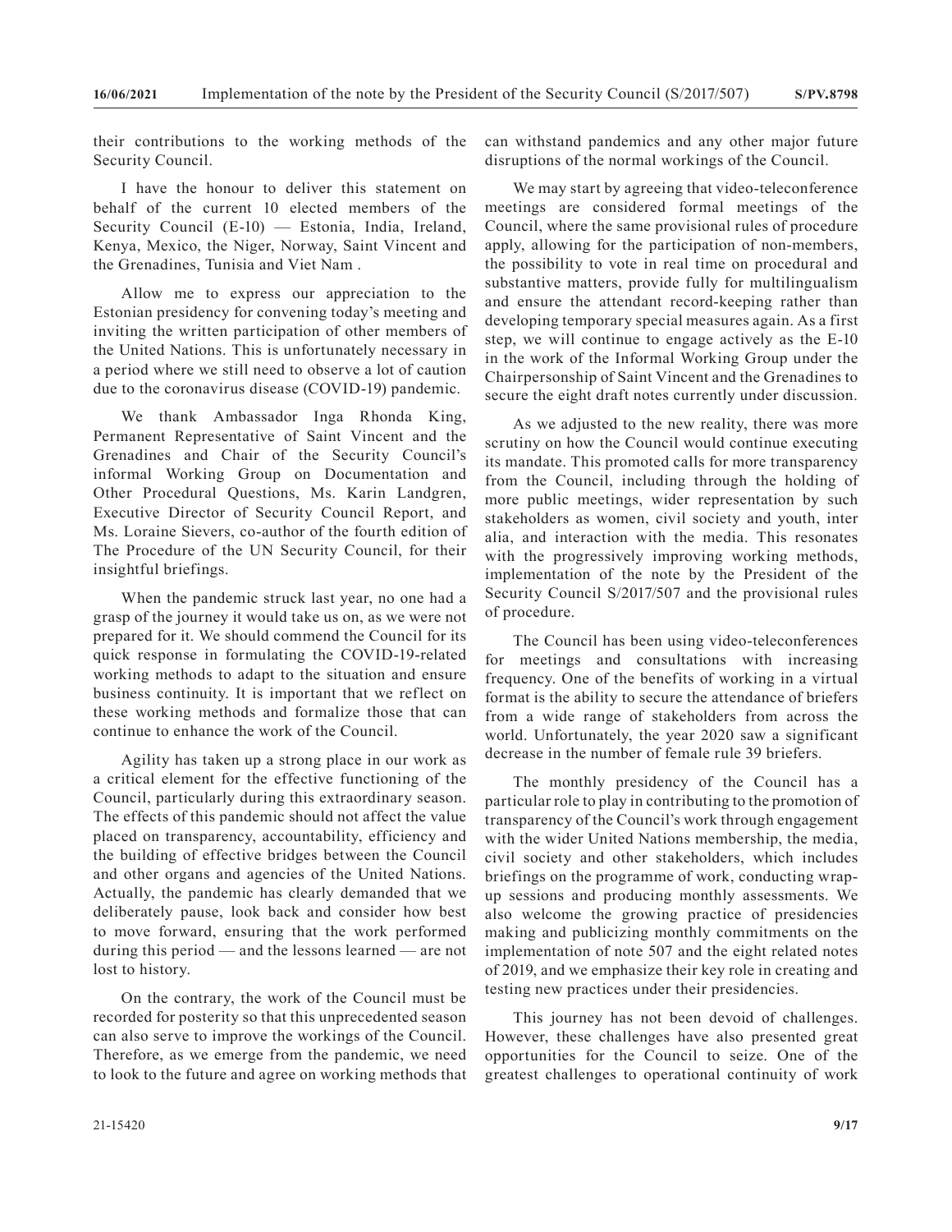their contributions to the working methods of the Security Council.

I have the honour to deliver this statement on behalf of the current 10 elected members of the Security Council (E-10) — Estonia, India, Ireland, Kenya, Mexico, the Niger, Norway, Saint Vincent and the Grenadines, Tunisia and Viet Nam .

Allow me to express our appreciation to the Estonian presidency for convening today's meeting and inviting the written participation of other members of the United Nations. This is unfortunately necessary in a period where we still need to observe a lot of caution due to the coronavirus disease (COVID-19) pandemic.

We thank Ambassador Inga Rhonda King, Permanent Representative of Saint Vincent and the Grenadines and Chair of the Security Council's informal Working Group on Documentation and Other Procedural Questions, Ms. Karin Landgren, Executive Director of Security Council Report, and Ms. Loraine Sievers, co-author of the fourth edition of The Procedure of the UN Security Council, for their insightful briefings.

When the pandemic struck last year, no one had a grasp of the journey it would take us on, as we were not prepared for it. We should commend the Council for its quick response in formulating the COVID-19-related working methods to adapt to the situation and ensure business continuity. It is important that we reflect on these working methods and formalize those that can continue to enhance the work of the Council.

Agility has taken up a strong place in our work as a critical element for the effective functioning of the Council, particularly during this extraordinary season. The effects of this pandemic should not affect the value placed on transparency, accountability, efficiency and the building of effective bridges between the Council and other organs and agencies of the United Nations. Actually, the pandemic has clearly demanded that we deliberately pause, look back and consider how best to move forward, ensuring that the work performed during this period — and the lessons learned — are not lost to history.

On the contrary, the work of the Council must be recorded for posterity so that this unprecedented season can also serve to improve the workings of the Council. Therefore, as we emerge from the pandemic, we need to look to the future and agree on working methods that can withstand pandemics and any other major future disruptions of the normal workings of the Council.

We may start by agreeing that video-teleconference meetings are considered formal meetings of the Council, where the same provisional rules of procedure apply, allowing for the participation of non-members, the possibility to vote in real time on procedural and substantive matters, provide fully for multilingualism and ensure the attendant record-keeping rather than developing temporary special measures again. As a first step, we will continue to engage actively as the E-10 in the work of the Informal Working Group under the Chairpersonship of Saint Vincent and the Grenadines to secure the eight draft notes currently under discussion.

As we adjusted to the new reality, there was more scrutiny on how the Council would continue executing its mandate. This promoted calls for more transparency from the Council, including through the holding of more public meetings, wider representation by such stakeholders as women, civil society and youth, inter alia, and interaction with the media. This resonates with the progressively improving working methods, implementation of the note by the President of the Security Council S/2017/507 and the provisional rules of procedure.

The Council has been using video-teleconferences for meetings and consultations with increasing frequency. One of the benefits of working in a virtual format is the ability to secure the attendance of briefers from a wide range of stakeholders from across the world. Unfortunately, the year 2020 saw a significant decrease in the number of female rule 39 briefers.

The monthly presidency of the Council has a particular role to play in contributing to the promotion of transparency of the Council's work through engagement with the wider United Nations membership, the media, civil society and other stakeholders, which includes briefings on the programme of work, conducting wrap-up sessions and producing monthly assessments. We also welcome the growing practice of presidencies making and publicizing monthly commitments on the implementation of note 507 and the eight related notes of 2019, and we emphasize their key role in creating and testing new practices under their presidencies.

This journey has not been devoid of challenges. However, these challenges have also presented great opportunities for the Council to seize. One of the greatest challenges to operational continuity of work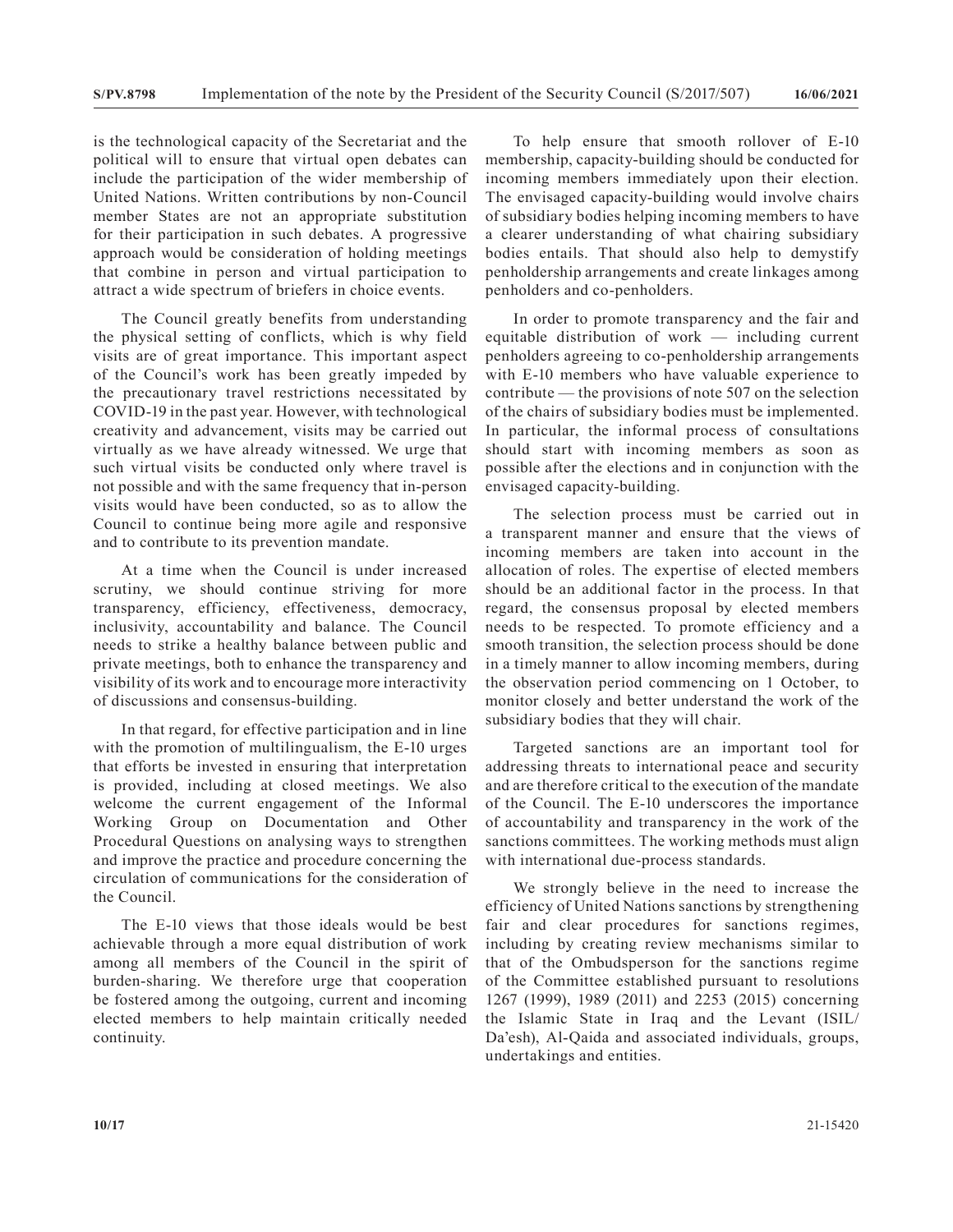is the technological capacity of the Secretariat and the political will to ensure that virtual open debates can include the participation of the wider membership of United Nations. Written contributions by non-Council member States are not an appropriate substitution for their participation in such debates. A progressive approach would be consideration of holding meetings that combine in person and virtual participation to attract a wide spectrum of briefers in choice events.

The Council greatly benefits from understanding the physical setting of conflicts, which is why field visits are of great importance. This important aspect of the Council's work has been greatly impeded by the precautionary travel restrictions necessitated by COVID-19 in the past year. However, with technological creativity and advancement, visits may be carried out virtually as we have already witnessed. We urge that such virtual visits be conducted only where travel is not possible and with the same frequency that in-person visits would have been conducted, so as to allow the Council to continue being more agile and responsive and to contribute to its prevention mandate.

At a time when the Council is under increased scrutiny, we should continue striving for more transparency, efficiency, effectiveness, democracy, inclusivity, accountability and balance. The Council needs to strike a healthy balance between public and private meetings, both to enhance the transparency and visibility of its work and to encourage more interactivity of discussions and consensus-building.

In that regard, for effective participation and in line with the promotion of multilingualism, the E-10 urges that efforts be invested in ensuring that interpretation is provided, including at closed meetings. We also welcome the current engagement of the Informal Working Group on Documentation and Other Procedural Questions on analysing ways to strengthen and improve the practice and procedure concerning the circulation of communications for the consideration of the Council.

The E-10 views that those ideals would be best achievable through a more equal distribution of work among all members of the Council in the spirit of burden-sharing. We therefore urge that cooperation be fostered among the outgoing, current and incoming elected members to help maintain critically needed continuity.

To help ensure that smooth rollover of E-10 membership, capacity-building should be conducted for incoming members immediately upon their election. The envisaged capacity-building would involve chairs of subsidiary bodies helping incoming members to have a clearer understanding of what chairing subsidiary bodies entails. That should also help to demystify penholdership arrangements and create linkages among penholders and co-penholders.

In order to promote transparency and the fair and equitable distribution of work — including current penholders agreeing to co-penholdership arrangements with E-10 members who have valuable experience to contribute — the provisions of note 507 on the selection of the chairs of subsidiary bodies must be implemented. In particular, the informal process of consultations should start with incoming members as soon as possible after the elections and in conjunction with the envisaged capacity-building.

The selection process must be carried out in a transparent manner and ensure that the views of incoming members are taken into account in the allocation of roles. The expertise of elected members should be an additional factor in the process. In that regard, the consensus proposal by elected members needs to be respected. To promote efficiency and a smooth transition, the selection process should be done in a timely manner to allow incoming members, during the observation period commencing on 1 October, to monitor closely and better understand the work of the subsidiary bodies that they will chair.

Targeted sanctions are an important tool for addressing threats to international peace and security and are therefore critical to the execution of the mandate of the Council. The E-10 underscores the importance of accountability and transparency in the work of the sanctions committees. The working methods must align with international due-process standards.

We strongly believe in the need to increase the efficiency of United Nations sanctions by strengthening fair and clear procedures for sanctions regimes, including by creating review mechanisms similar to that of the Ombudsperson for the sanctions regime of the Committee established pursuant to resolutions 1267 (1999), 1989 (2011) and 2253 (2015) concerning the Islamic State in Iraq and the Levant (ISIL/Da'esh), Al-Qaida and associated individuals, groups, undertakings and entities.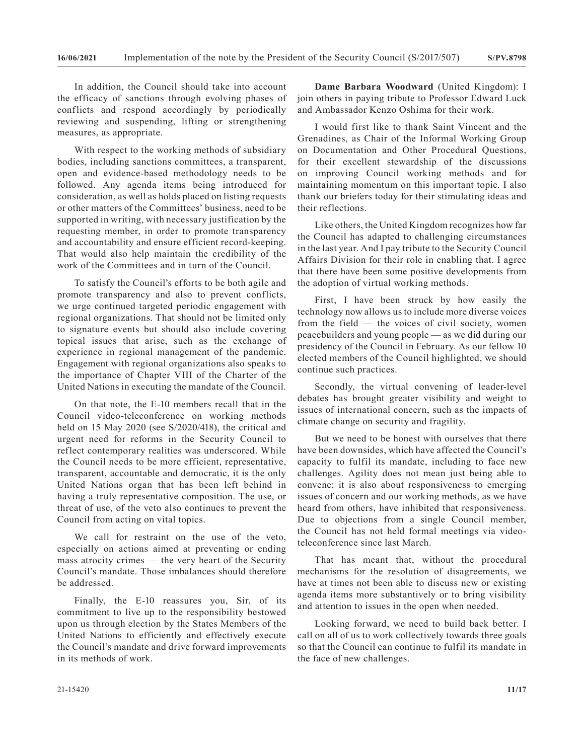In addition, the Council should take into account the efficacy of sanctions through evolving phases of conflicts and respond accordingly by periodically reviewing and suspending, lifting or strengthening measures, as appropriate.

With respect to the working methods of subsidiary bodies, including sanctions committees, a transparent, open and evidence-based methodology needs to be followed. Any agenda items being introduced for consideration, as well as holds placed on listing requests or other matters of the Committees' business, need to be supported in writing, with necessary justification by the requesting member, in order to promote transparency and accountability and ensure efficient record-keeping. That would also help maintain the credibility of the work of the Committees and in turn of the Council.

To satisfy the Council's efforts to be both agile and promote transparency and also to prevent conflicts, we urge continued targeted periodic engagement with regional organizations. That should not be limited only to signature events but should also include covering topical issues that arise, such as the exchange of experience in regional management of the pandemic. Engagement with regional organizations also speaks to the importance of Chapter VIII of the Charter of the United Nations in executing the mandate of the Council.

On that note, the E-10 members recall that in the Council video-teleconference on working methods held on 15 May 2020 (see S/2020/418), the critical and urgent need for reforms in the Security Council to reflect contemporary realities was underscored. While the Council needs to be more efficient, representative, transparent, accountable and democratic, it is the only United Nations organ that has been left behind in having a truly representative composition. The use, or threat of use, of the veto also continues to prevent the Council from acting on vital topics.

We call for restraint on the use of the veto, especially on actions aimed at preventing or ending mass atrocity crimes — the very heart of the Security Council's mandate. Those imbalances should therefore be addressed.

Finally, the E-10 reassures you, Sir, of its commitment to live up to the responsibility bestowed upon us through election by the States Members of the United Nations to efficiently and effectively execute the Council's mandate and drive forward improvements in its methods of work.

**Dame Barbara Woodward** (United Kingdom): I join others in paying tribute to Professor Edward Luck and Ambassador Kenzo Oshima for their work.

I would first like to thank Saint Vincent and the Grenadines, as Chair of the Informal Working Group on Documentation and Other Procedural Questions, for their excellent stewardship of the discussions on improving Council working methods and for maintaining momentum on this important topic. I also thank our briefers today for their stimulating ideas and their reflections.

Like others, the United Kingdom recognizes how far the Council has adapted to challenging circumstances in the last year. And I pay tribute to the Security Council Affairs Division for their role in enabling that. I agree that there have been some positive developments from the adoption of virtual working methods.

First, I have been struck by how easily the technology now allows us to include more diverse voices from the field — the voices of civil society, women peacebuilders and young people — as we did during our presidency of the Council in February. As our fellow 10 elected members of the Council highlighted, we should continue such practices.

Secondly, the virtual convening of leader-level debates has brought greater visibility and weight to issues of international concern, such as the impacts of climate change on security and fragility.

But we need to be honest with ourselves that there have been downsides, which have affected the Council's capacity to fulfil its mandate, including to face new challenges. Agility does not mean just being able to convene; it is also about responsiveness to emerging issues of concern and our working methods, as we have heard from others, have inhibited that responsiveness. Due to objections from a single Council member, the Council has not held formal meetings via video-teleconference since last March.

That has meant that, without the procedural mechanisms for the resolution of disagreements, we have at times not been able to discuss new or existing agenda items more substantively or to bring visibility and attention to issues in the open when needed.

Looking forward, we need to build back better. I call on all of us to work collectively towards three goals so that the Council can continue to fulfil its mandate in the face of new challenges.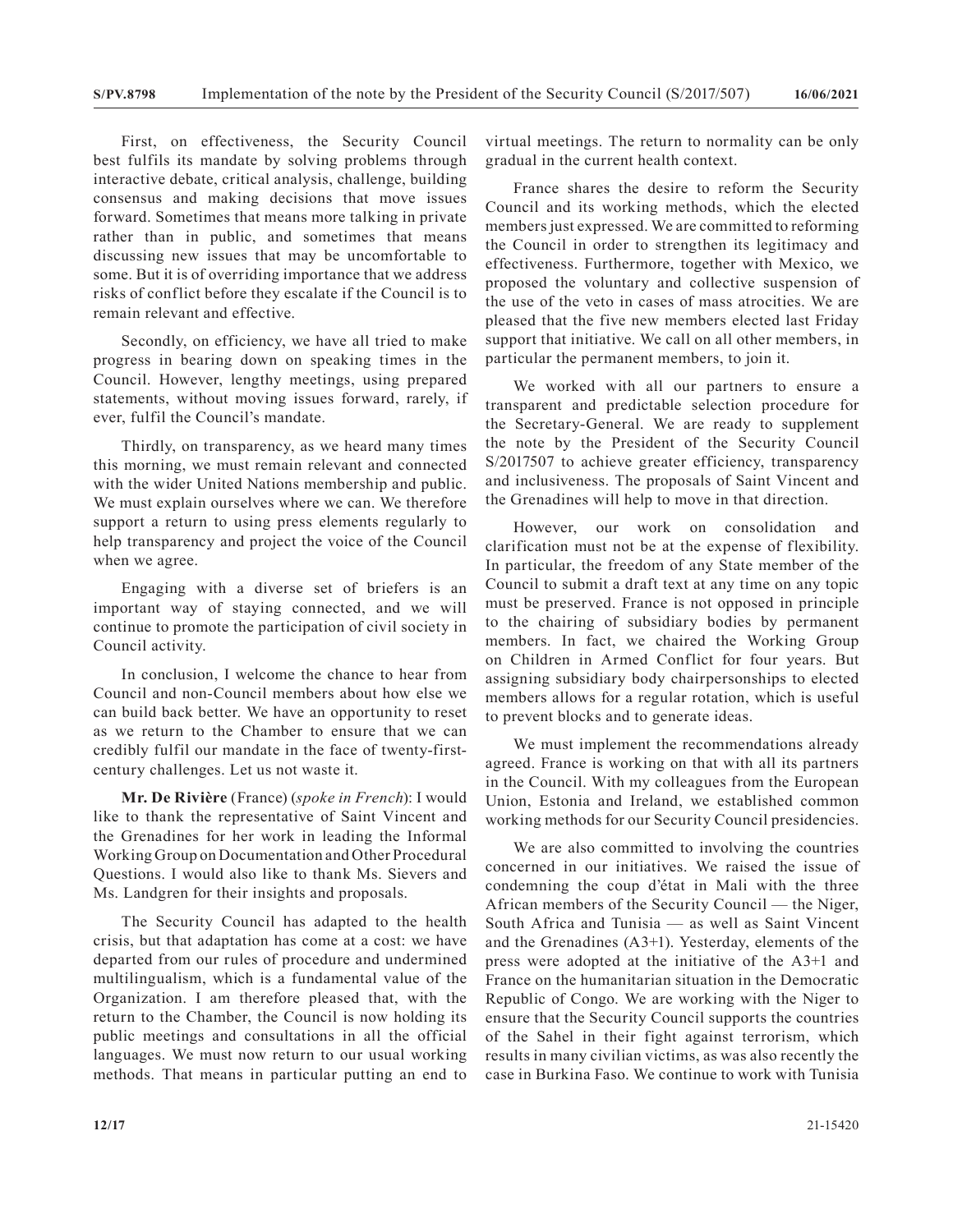First, on effectiveness, the Security Council best fulfils its mandate by solving problems through interactive debate, critical analysis, challenge, building consensus and making decisions that move issues forward. Sometimes that means more talking in private rather than in public, and sometimes that means discussing new issues that may be uncomfortable to some. But it is of overriding importance that we address risks of conflict before they escalate if the Council is to remain relevant and effective.

Secondly, on efficiency, we have all tried to make progress in bearing down on speaking times in the Council. However, lengthy meetings, using prepared statements, without moving issues forward, rarely, if ever, fulfil the Council's mandate.

Thirdly, on transparency, as we heard many times this morning, we must remain relevant and connected with the wider United Nations membership and public. We must explain ourselves where we can. We therefore support a return to using press elements regularly to help transparency and project the voice of the Council when we agree.

Engaging with a diverse set of briefers is an important way of staying connected, and we will continue to promote the participation of civil society in Council activity.

In conclusion, I welcome the chance to hear from Council and non-Council members about how else we can build back better. We have an opportunity to reset as we return to the Chamber to ensure that we can credibly fulfil our mandate in the face of twenty-first-century challenges. Let us not waste it.

**Mr. De Rivière** (France) (*spoke in French*): I would like to thank the representative of Saint Vincent and the Grenadines for her work in leading the Informal Working Group on Documentation and Other Procedural Questions. I would also like to thank Ms. Sievers and Ms. Landgren for their insights and proposals.

The Security Council has adapted to the health crisis, but that adaptation has come at a cost: we have departed from our rules of procedure and undermined multilingualism, which is a fundamental value of the Organization. I am therefore pleased that, with the return to the Chamber, the Council is now holding its public meetings and consultations in all the official languages. We must now return to our usual working methods. That means in particular putting an end to virtual meetings. The return to normality can be only gradual in the current health context.

France shares the desire to reform the Security Council and its working methods, which the elected members just expressed. We are committed to reforming the Council in order to strengthen its legitimacy and effectiveness. Furthermore, together with Mexico, we proposed the voluntary and collective suspension of the use of the veto in cases of mass atrocities. We are pleased that the five new members elected last Friday support that initiative. We call on all other members, in particular the permanent members, to join it.

We worked with all our partners to ensure a transparent and predictable selection procedure for the Secretary-General. We are ready to supplement the note by the President of the Security Council S/2017507 to achieve greater efficiency, transparency and inclusiveness. The proposals of Saint Vincent and the Grenadines will help to move in that direction.

However, our work on consolidation and clarification must not be at the expense of flexibility. In particular, the freedom of any State member of the Council to submit a draft text at any time on any topic must be preserved. France is not opposed in principle to the chairing of subsidiary bodies by permanent members. In fact, we chaired the Working Group on Children in Armed Conflict for four years. But assigning subsidiary body chairpersonships to elected members allows for a regular rotation, which is useful to prevent blocks and to generate ideas.

We must implement the recommendations already agreed. France is working on that with all its partners in the Council. With my colleagues from the European Union, Estonia and Ireland, we established common working methods for our Security Council presidencies.

We are also committed to involving the countries concerned in our initiatives. We raised the issue of condemning the coup d'état in Mali with the three African members of the Security Council — the Niger, South Africa and Tunisia — as well as Saint Vincent and the Grenadines (A3+1). Yesterday, elements of the press were adopted at the initiative of the A3+1 and France on the humanitarian situation in the Democratic Republic of Congo. We are working with the Niger to ensure that the Security Council supports the countries of the Sahel in their fight against terrorism, which results in many civilian victims, as was also recently the case in Burkina Faso. We continue to work with Tunisia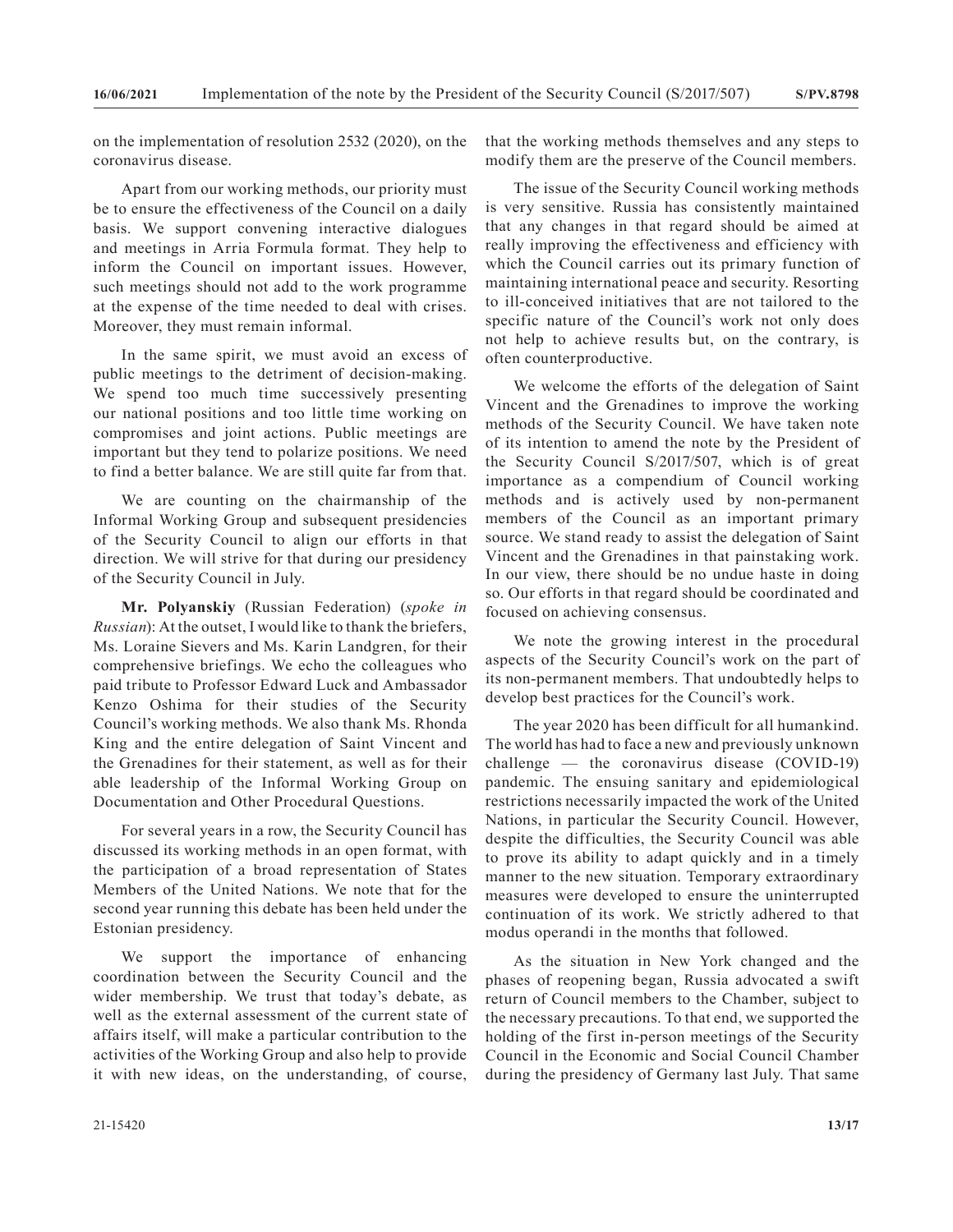on the implementation of resolution 2532 (2020), on the coronavirus disease.

Apart from our working methods, our priority must be to ensure the effectiveness of the Council on a daily basis. We support convening interactive dialogues and meetings in Arria Formula format. They help to inform the Council on important issues. However, such meetings should not add to the work programme at the expense of the time needed to deal with crises. Moreover, they must remain informal.

In the same spirit, we must avoid an excess of public meetings to the detriment of decision-making. We spend too much time successively presenting our national positions and too little time working on compromises and joint actions. Public meetings are important but they tend to polarize positions. We need to find a better balance. We are still quite far from that.

We are counting on the chairmanship of the Informal Working Group and subsequent presidencies of the Security Council to align our efforts in that direction. We will strive for that during our presidency of the Security Council in July.

**Mr. Polyanskiy** (Russian Federation) (*spoke in Russian*): At the outset, I would like to thank the briefers, Ms. Loraine Sievers and Ms. Karin Landgren, for their comprehensive briefings. We echo the colleagues who paid tribute to Professor Edward Luck and Ambassador Kenzo Oshima for their studies of the Security Council's working methods. We also thank Ms. Rhonda King and the entire delegation of Saint Vincent and the Grenadines for their statement, as well as for their able leadership of the Informal Working Group on Documentation and Other Procedural Questions.

For several years in a row, the Security Council has discussed its working methods in an open format, with the participation of a broad representation of States Members of the United Nations. We note that for the second year running this debate has been held under the Estonian presidency.

We support the importance of enhancing coordination between the Security Council and the wider membership. We trust that today's debate, as well as the external assessment of the current state of affairs itself, will make a particular contribution to the activities of the Working Group and also help to provide it with new ideas, on the understanding, of course, that the working methods themselves and any steps to modify them are the preserve of the Council members.

The issue of the Security Council working methods is very sensitive. Russia has consistently maintained that any changes in that regard should be aimed at really improving the effectiveness and efficiency with which the Council carries out its primary function of maintaining international peace and security. Resorting to ill-conceived initiatives that are not tailored to the specific nature of the Council's work not only does not help to achieve results but, on the contrary, is often counterproductive.

We welcome the efforts of the delegation of Saint Vincent and the Grenadines to improve the working methods of the Security Council. We have taken note of its intention to amend the note by the President of the Security Council S/2017/507, which is of great importance as a compendium of Council working methods and is actively used by non-permanent members of the Council as an important primary source. We stand ready to assist the delegation of Saint Vincent and the Grenadines in that painstaking work. In our view, there should be no undue haste in doing so. Our efforts in that regard should be coordinated and focused on achieving consensus.

We note the growing interest in the procedural aspects of the Security Council's work on the part of its non-permanent members. That undoubtedly helps to develop best practices for the Council's work.

The year 2020 has been difficult for all humankind. The world has had to face a new and previously unknown challenge — the coronavirus disease (COVID-19) pandemic. The ensuing sanitary and epidemiological restrictions necessarily impacted the work of the United Nations, in particular the Security Council. However, despite the difficulties, the Security Council was able to prove its ability to adapt quickly and in a timely manner to the new situation. Temporary extraordinary measures were developed to ensure the uninterrupted continuation of its work. We strictly adhered to that modus operandi in the months that followed.

As the situation in New York changed and the phases of reopening began, Russia advocated a swift return of Council members to the Chamber, subject to the necessary precautions. To that end, we supported the holding of the first in-person meetings of the Security Council in the Economic and Social Council Chamber during the presidency of Germany last July. That same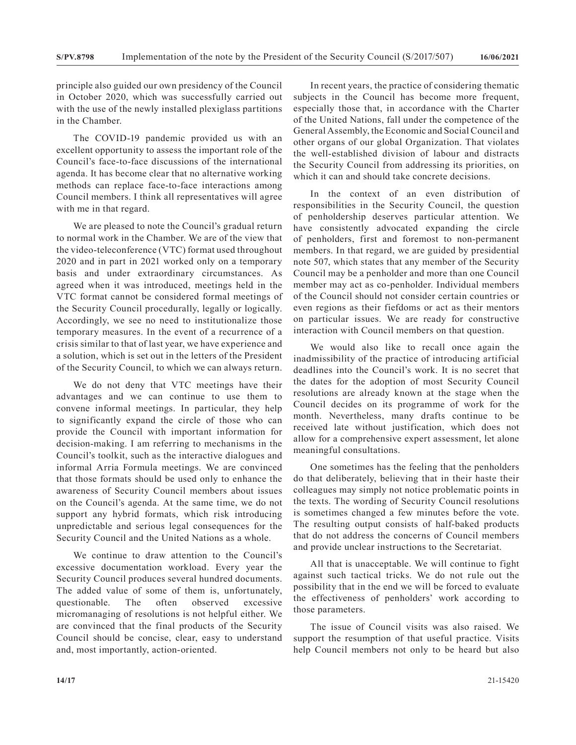principle also guided our own presidency of the Council in October 2020, which was successfully carried out with the use of the newly installed plexiglass partitions in the Chamber.

The COVID-19 pandemic provided us with an excellent opportunity to assess the important role of the Council's face-to-face discussions of the international agenda. It has become clear that no alternative working methods can replace face-to-face interactions among Council members. I think all representatives will agree with me in that regard.

We are pleased to note the Council's gradual return to normal work in the Chamber. We are of the view that the video-teleconference (VTC) format used throughout 2020 and in part in 2021 worked only on a temporary basis and under extraordinary circumstances. As agreed when it was introduced, meetings held in the VTC format cannot be considered formal meetings of the Security Council procedurally, legally or logically. Accordingly, we see no need to institutionalize those temporary measures. In the event of a recurrence of a crisis similar to that of last year, we have experience and a solution, which is set out in the letters of the President of the Security Council, to which we can always return.

We do not deny that VTC meetings have their advantages and we can continue to use them to convene informal meetings. In particular, they help to significantly expand the circle of those who can provide the Council with important information for decision-making. I am referring to mechanisms in the Council's toolkit, such as the interactive dialogues and informal Arria Formula meetings. We are convinced that those formats should be used only to enhance the awareness of Security Council members about issues on the Council's agenda. At the same time, we do not support any hybrid formats, which risk introducing unpredictable and serious legal consequences for the Security Council and the United Nations as a whole.

We continue to draw attention to the Council's excessive documentation workload. Every year the Security Council produces several hundred documents. The added value of some of them is, unfortunately, questionable. The often observed excessive micromanaging of resolutions is not helpful either. We are convinced that the final products of the Security Council should be concise, clear, easy to understand and, most importantly, action-oriented.

In recent years, the practice of considering thematic subjects in the Council has become more frequent, especially those that, in accordance with the Charter of the United Nations, fall under the competence of the General Assembly, the Economic and Social Council and other organs of our global Organization. That violates the well-established division of labour and distracts the Security Council from addressing its priorities, on which it can and should take concrete decisions.

In the context of an even distribution of responsibilities in the Security Council, the question of penholdership deserves particular attention. We have consistently advocated expanding the circle of penholders, first and foremost to non-permanent members. In that regard, we are guided by presidential note 507, which states that any member of the Security Council may be a penholder and more than one Council member may act as co-penholder. Individual members of the Council should not consider certain countries or even regions as their fiefdoms or act as their mentors on particular issues. We are ready for constructive interaction with Council members on that question.

We would also like to recall once again the inadmissibility of the practice of introducing artificial deadlines into the Council's work. It is no secret that the dates for the adoption of most Security Council resolutions are already known at the stage when the Council decides on its programme of work for the month. Nevertheless, many drafts continue to be received late without justification, which does not allow for a comprehensive expert assessment, let alone meaningful consultations.

One sometimes has the feeling that the penholders do that deliberately, believing that in their haste their colleagues may simply not notice problematic points in the texts. The wording of Security Council resolutions is sometimes changed a few minutes before the vote. The resulting output consists of half-baked products that do not address the concerns of Council members and provide unclear instructions to the Secretariat.

All that is unacceptable. We will continue to fight against such tactical tricks. We do not rule out the possibility that in the end we will be forced to evaluate the effectiveness of penholders' work according to those parameters.

The issue of Council visits was also raised. We support the resumption of that useful practice. Visits help Council members not only to be heard but also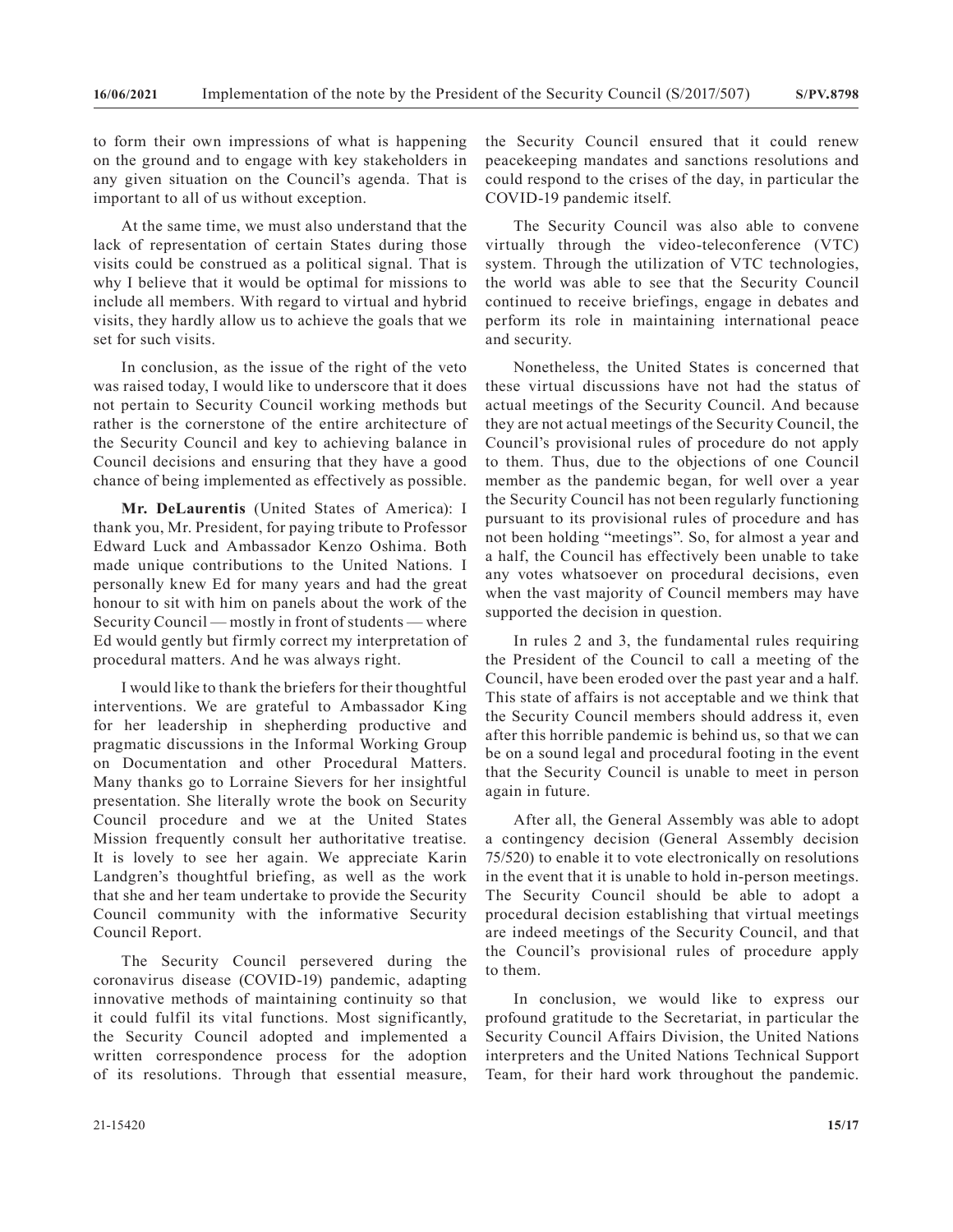to form their own impressions of what is happening on the ground and to engage with key stakeholders in any given situation on the Council's agenda. That is important to all of us without exception.

At the same time, we must also understand that the lack of representation of certain States during those visits could be construed as a political signal. That is why I believe that it would be optimal for missions to include all members. With regard to virtual and hybrid visits, they hardly allow us to achieve the goals that we set for such visits.

In conclusion, as the issue of the right of the veto was raised today, I would like to underscore that it does not pertain to Security Council working methods but rather is the cornerstone of the entire architecture of the Security Council and key to achieving balance in Council decisions and ensuring that they have a good chance of being implemented as effectively as possible.

**Mr. DeLaurentis** (United States of America): I thank you, Mr. President, for paying tribute to Professor Edward Luck and Ambassador Kenzo Oshima. Both made unique contributions to the United Nations. I personally knew Ed for many years and had the great honour to sit with him on panels about the work of the Security Council — mostly in front of students — where Ed would gently but firmly correct my interpretation of procedural matters. And he was always right.

I would like to thank the briefers for their thoughtful interventions. We are grateful to Ambassador King for her leadership in shepherding productive and pragmatic discussions in the Informal Working Group on Documentation and other Procedural Matters. Many thanks go to Lorraine Sievers for her insightful presentation. She literally wrote the book on Security Council procedure and we at the United States Mission frequently consult her authoritative treatise. It is lovely to see her again. We appreciate Karin Landgren's thoughtful briefing, as well as the work that she and her team undertake to provide the Security Council community with the informative Security Council Report.

The Security Council persevered during the coronavirus disease (COVID-19) pandemic, adapting innovative methods of maintaining continuity so that it could fulfil its vital functions. Most significantly, the Security Council adopted and implemented a written correspondence process for the adoption of its resolutions. Through that essential measure, the Security Council ensured that it could renew peacekeeping mandates and sanctions resolutions and could respond to the crises of the day, in particular the COVID-19 pandemic itself.

The Security Council was also able to convene virtually through the video-teleconference (VTC) system. Through the utilization of VTC technologies, the world was able to see that the Security Council continued to receive briefings, engage in debates and perform its role in maintaining international peace and security.

Nonetheless, the United States is concerned that these virtual discussions have not had the status of actual meetings of the Security Council. And because they are not actual meetings of the Security Council, the Council's provisional rules of procedure do not apply to them. Thus, due to the objections of one Council member as the pandemic began, for well over a year the Security Council has not been regularly functioning pursuant to its provisional rules of procedure and has not been holding "meetings". So, for almost a year and a half, the Council has effectively been unable to take any votes whatsoever on procedural decisions, even when the vast majority of Council members may have supported the decision in question.

In rules 2 and 3, the fundamental rules requiring the President of the Council to call a meeting of the Council, have been eroded over the past year and a half. This state of affairs is not acceptable and we think that the Security Council members should address it, even after this horrible pandemic is behind us, so that we can be on a sound legal and procedural footing in the event that the Security Council is unable to meet in person again in future.

After all, the General Assembly was able to adopt a contingency decision (General Assembly decision 75/520) to enable it to vote electronically on resolutions in the event that it is unable to hold in-person meetings. The Security Council should be able to adopt a procedural decision establishing that virtual meetings are indeed meetings of the Security Council, and that the Council's provisional rules of procedure apply to them.

In conclusion, we would like to express our profound gratitude to the Secretariat, in particular the Security Council Affairs Division, the United Nations interpreters and the United Nations Technical Support Team, for their hard work throughout the pandemic.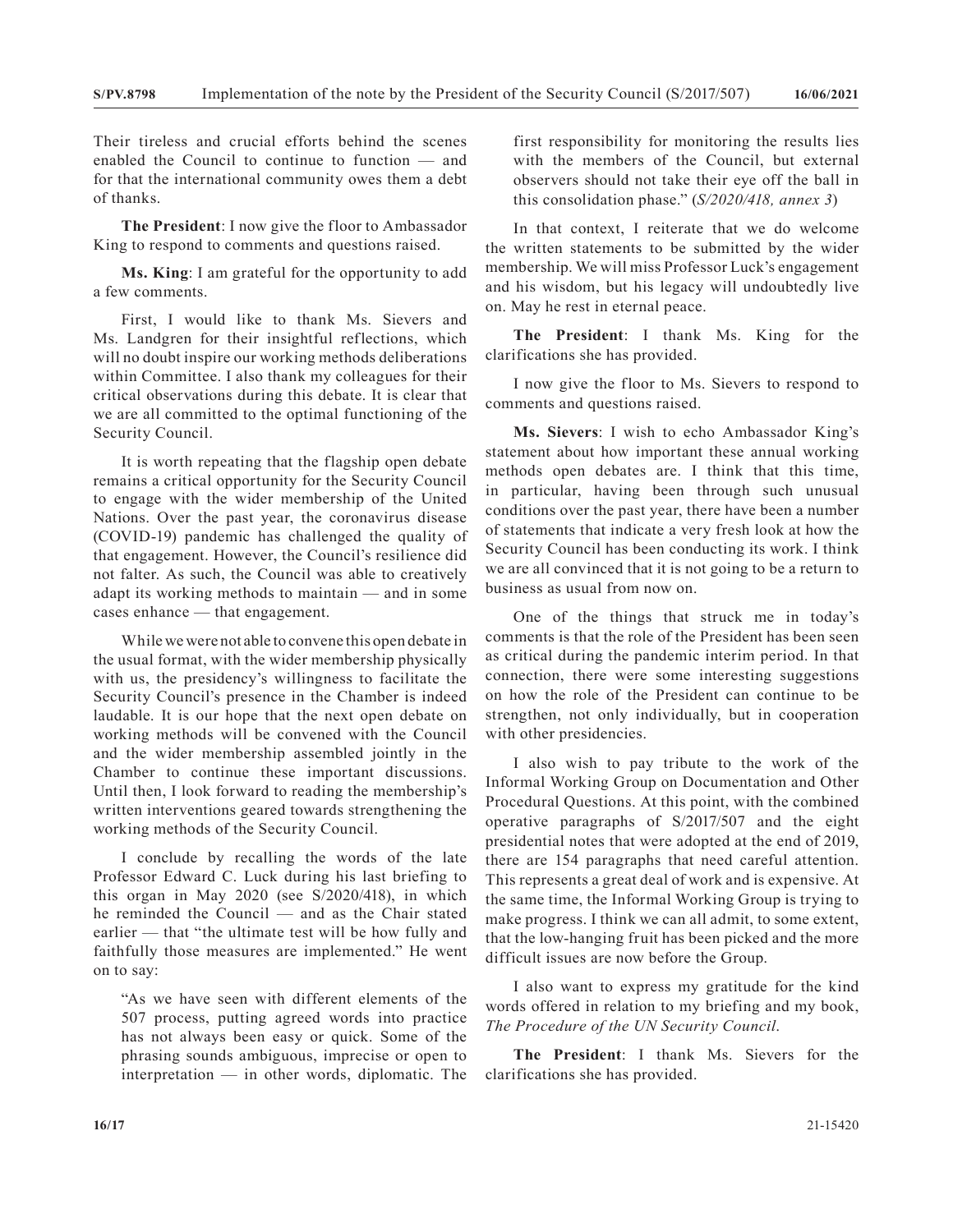Their tireless and crucial efforts behind the scenes enabled the Council to continue to function — and for that the international community owes them a debt of thanks.

**The President**: I now give the floor to Ambassador King to respond to comments and questions raised.

**Ms. King**: I am grateful for the opportunity to add a few comments.

First, I would like to thank Ms. Sievers and Ms. Landgren for their insightful reflections, which will no doubt inspire our working methods deliberations within Committee. I also thank my colleagues for their critical observations during this debate. It is clear that we are all committed to the optimal functioning of the Security Council.

It is worth repeating that the flagship open debate remains a critical opportunity for the Security Council to engage with the wider membership of the United Nations. Over the past year, the coronavirus disease (COVID-19) pandemic has challenged the quality of that engagement. However, the Council's resilience did not falter. As such, the Council was able to creatively adapt its working methods to maintain — and in some cases enhance — that engagement.

While we were not able to convene this open debate in the usual format, with the wider membership physically with us, the presidency's willingness to facilitate the Security Council's presence in the Chamber is indeed laudable. It is our hope that the next open debate on working methods will be convened with the Council and the wider membership assembled jointly in the Chamber to continue these important discussions. Until then, I look forward to reading the membership's written interventions geared towards strengthening the working methods of the Security Council.

I conclude by recalling the words of the late Professor Edward C. Luck during his last briefing to this organ in May 2020 (see S/2020/418), in which he reminded the Council — and as the Chair stated earlier — that "the ultimate test will be how fully and faithfully those measures are implemented." He went on to say:

> "As we have seen with different elements of the 507 process, putting agreed words into practice has not always been easy or quick. Some of the phrasing sounds ambiguous, imprecise or open to interpretation — in other words, diplomatic. The first responsibility for monitoring the results lies with the members of the Council, but external observers should not take their eye off the ball in this consolidation phase." (*S/2020/418, annex 3*)

In that context, I reiterate that we do welcome the written statements to be submitted by the wider membership. We will miss Professor Luck's engagement and his wisdom, but his legacy will undoubtedly live on. May he rest in eternal peace.

**The President**: I thank Ms. King for the clarifications she has provided.

I now give the floor to Ms. Sievers to respond to comments and questions raised.

**Ms. Sievers**: I wish to echo Ambassador King's statement about how important these annual working methods open debates are. I think that this time, in particular, having been through such unusual conditions over the past year, there have been a number of statements that indicate a very fresh look at how the Security Council has been conducting its work. I think we are all convinced that it is not going to be a return to business as usual from now on.

One of the things that struck me in today's comments is that the role of the President has been seen as critical during the pandemic interim period. In that connection, there were some interesting suggestions on how the role of the President can continue to be strengthen, not only individually, but in cooperation with other presidencies.

I also wish to pay tribute to the work of the Informal Working Group on Documentation and Other Procedural Questions. At this point, with the combined operative paragraphs of S/2017/507 and the eight presidential notes that were adopted at the end of 2019, there are 154 paragraphs that need careful attention. This represents a great deal of work and is expensive. At the same time, the Informal Working Group is trying to make progress. I think we can all admit, to some extent, that the low-hanging fruit has been picked and the more difficult issues are now before the Group.

I also want to express my gratitude for the kind words offered in relation to my briefing and my book, *The Procedure of the UN Security Council*.

**The President**: I thank Ms. Sievers for the clarifications she has provided.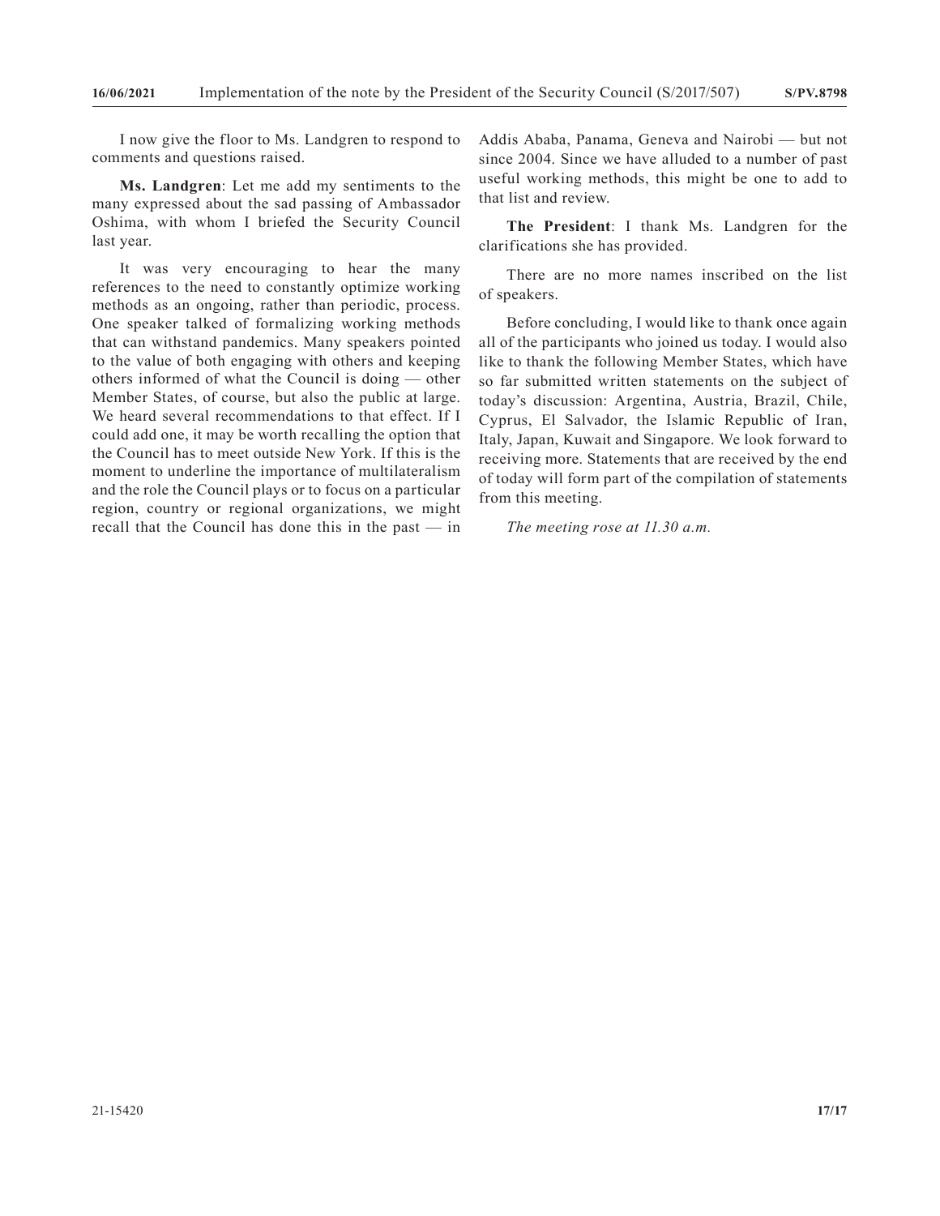I now give the floor to Ms. Landgren to respond to comments and questions raised.

**Ms. Landgren**: Let me add my sentiments to the many expressed about the sad passing of Ambassador Oshima, with whom I briefed the Security Council last year.

It was very encouraging to hear the many references to the need to constantly optimize working methods as an ongoing, rather than periodic, process. One speaker talked of formalizing working methods that can withstand pandemics. Many speakers pointed to the value of both engaging with others and keeping others informed of what the Council is doing — other Member States, of course, but also the public at large. We heard several recommendations to that effect. If I could add one, it may be worth recalling the option that the Council has to meet outside New York. If this is the moment to underline the importance of multilateralism and the role the Council plays or to focus on a particular region, country or regional organizations, we might recall that the Council has done this in the past — in Addis Ababa, Panama, Geneva and Nairobi — but not since 2004. Since we have alluded to a number of past useful working methods, this might be one to add to that list and review.

**The President**: I thank Ms. Landgren for the clarifications she has provided.

There are no more names inscribed on the list of speakers.

Before concluding, I would like to thank once again all of the participants who joined us today. I would also like to thank the following Member States, which have so far submitted written statements on the subject of today's discussion: Argentina, Austria, Brazil, Chile, Cyprus, El Salvador, the Islamic Republic of Iran, Italy, Japan, Kuwait and Singapore. We look forward to receiving more. Statements that are received by the end of today will form part of the compilation of statements from this meeting.

*The meeting rose at 11.30 a.m.*